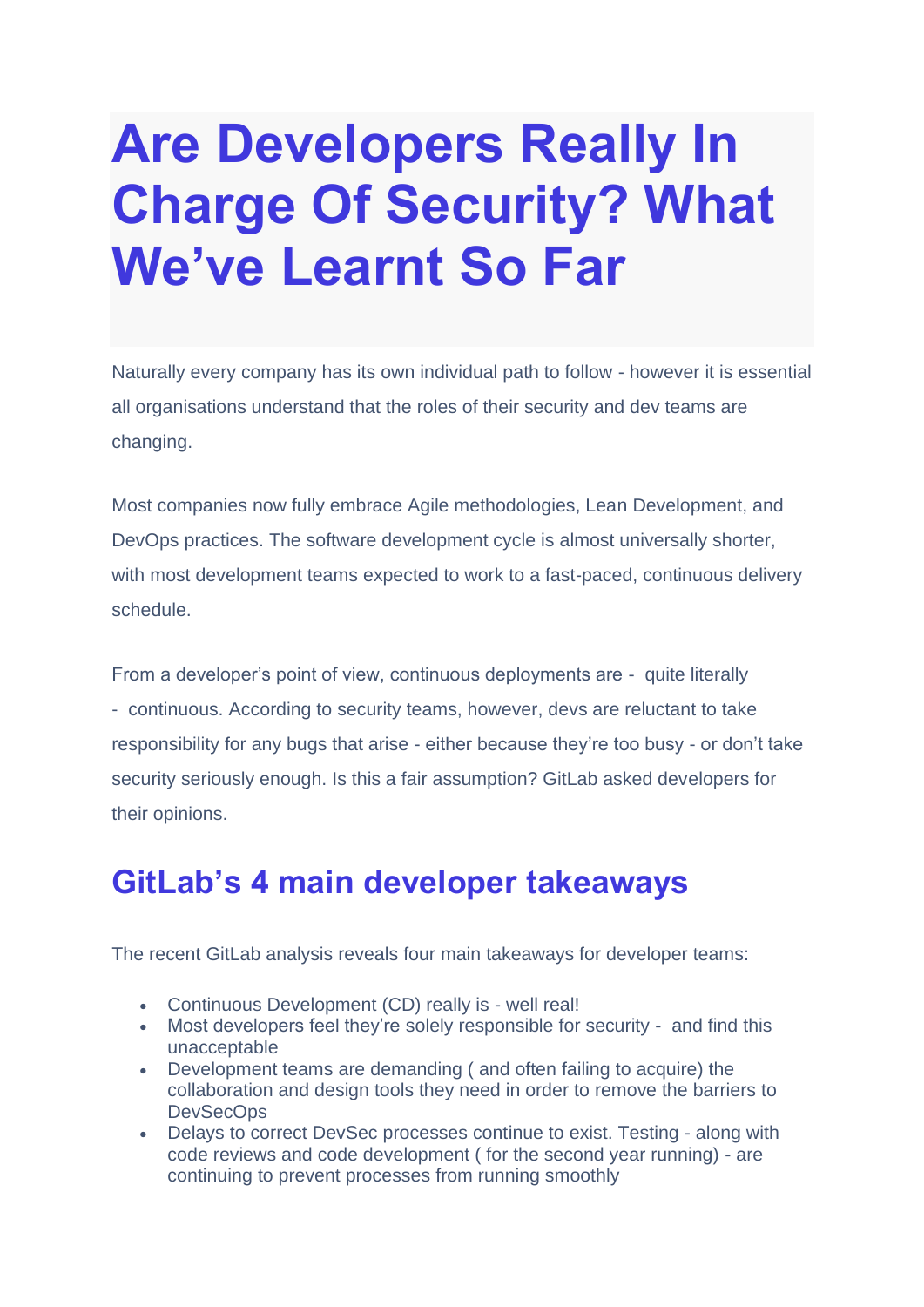# Are Developers Really In Charge Of Security? What We've Learnt So Far

Naturally every company has its own individual path to follow - however it is essential all organisations understand that the roles of their security and dev teams are changing.

Most companies now fully embrace Agile methodologies, Lean Development, and DevOps practices. The software development cycle is almost universally shorter, with most development teams expected to work to a fast-paced, continuous delivery schedule.

From a developer's point of view, continuous deployments are - quite literally - continuous. According to security teams, however, devs are reluctant to take responsibility for any bugs that arise - either because they're too busy - or don't take security seriously enough. Is this a fair assumption? GitLab asked developers for their opinions.

## GitLab's 4 main developer takeaways

The recent GitLab analysis reveals four main takeaways for developer teams:

- Continuous Development (CD) really is - well real!
- Most developers feel they're solely responsible for security - and find this unacceptable
- Development teams are demanding ( and often failing to acquire) the collaboration and design tools they need in order to remove the barriers to DevSecOps
- Delays to correct DevSec processes continue to exist. Testing - along with code reviews and code development ( for the second year running) - are continuing to prevent processes from running smoothly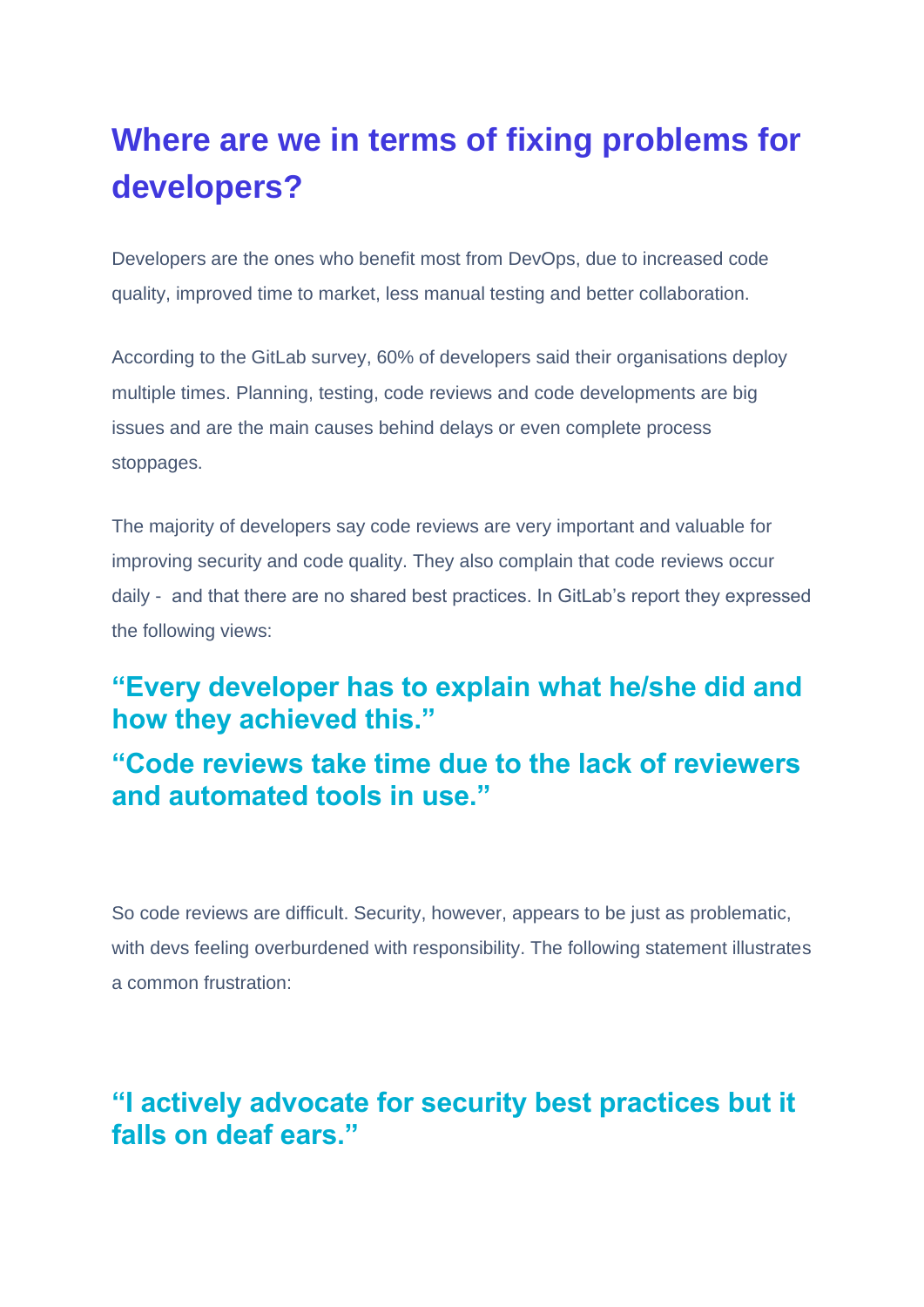## Where are we in terms of fixing problems for developers?

Developers are the ones who benefit most from DevOps, due to increased code quality, improved time to market, less manual testing and better collaboration.

According to the GitLab survey, 60% of developers said their organisations deploy multiple times. Planning, testing, code reviews and code developments are big issues and are the main causes behind delays or even complete process stoppages.

The majority of developers say code reviews are very important and valuable for improving security and code quality. They also complain that code reviews occur daily - and that there are no shared best practices. In GitLab's report they expressed the following views:

### "Every developer has to explain what he/she did and how they achieved this."

### "Code reviews take time due to the lack of reviewers and automated tools in use."

So code reviews are difficult. Security, however, appears to be just as problematic, with devs feeling overburdened with responsibility. The following statement illustrates a common frustration:

### "I actively advocate for security best practices but it falls on deaf ears."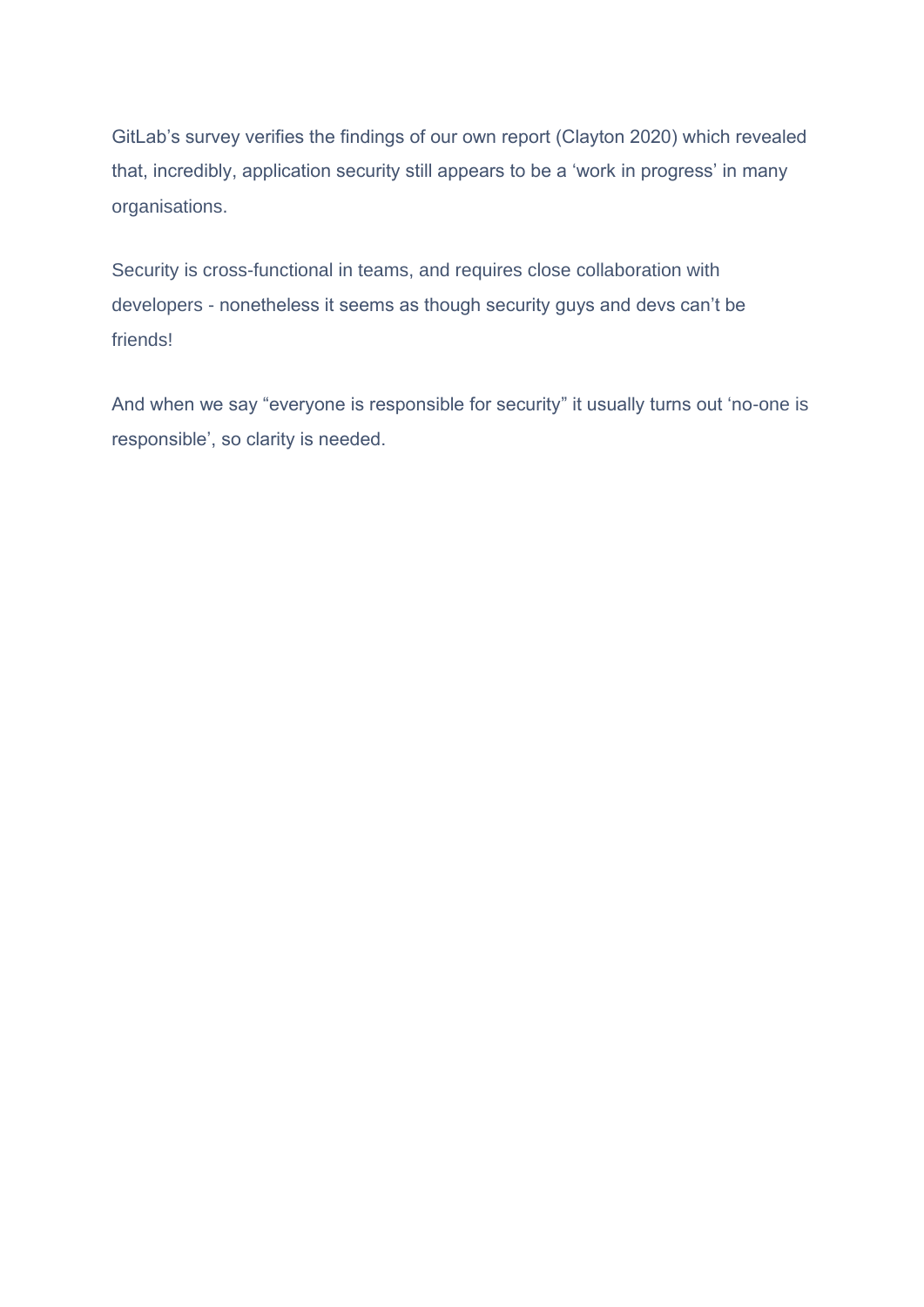GitLab’s survey verifies the findings of our own report (Clayton 2020) which revealed that, incredibly, application security still appears to be a ‘work in progress’ in many organisations.

Security is cross-functional in teams, and requires close collaboration with developers - nonetheless it seems as though security guys and devs can’t be friends!

And when we say “everyone is responsible for security” it usually turns out ‘no-one is responsible’, so clarity is needed.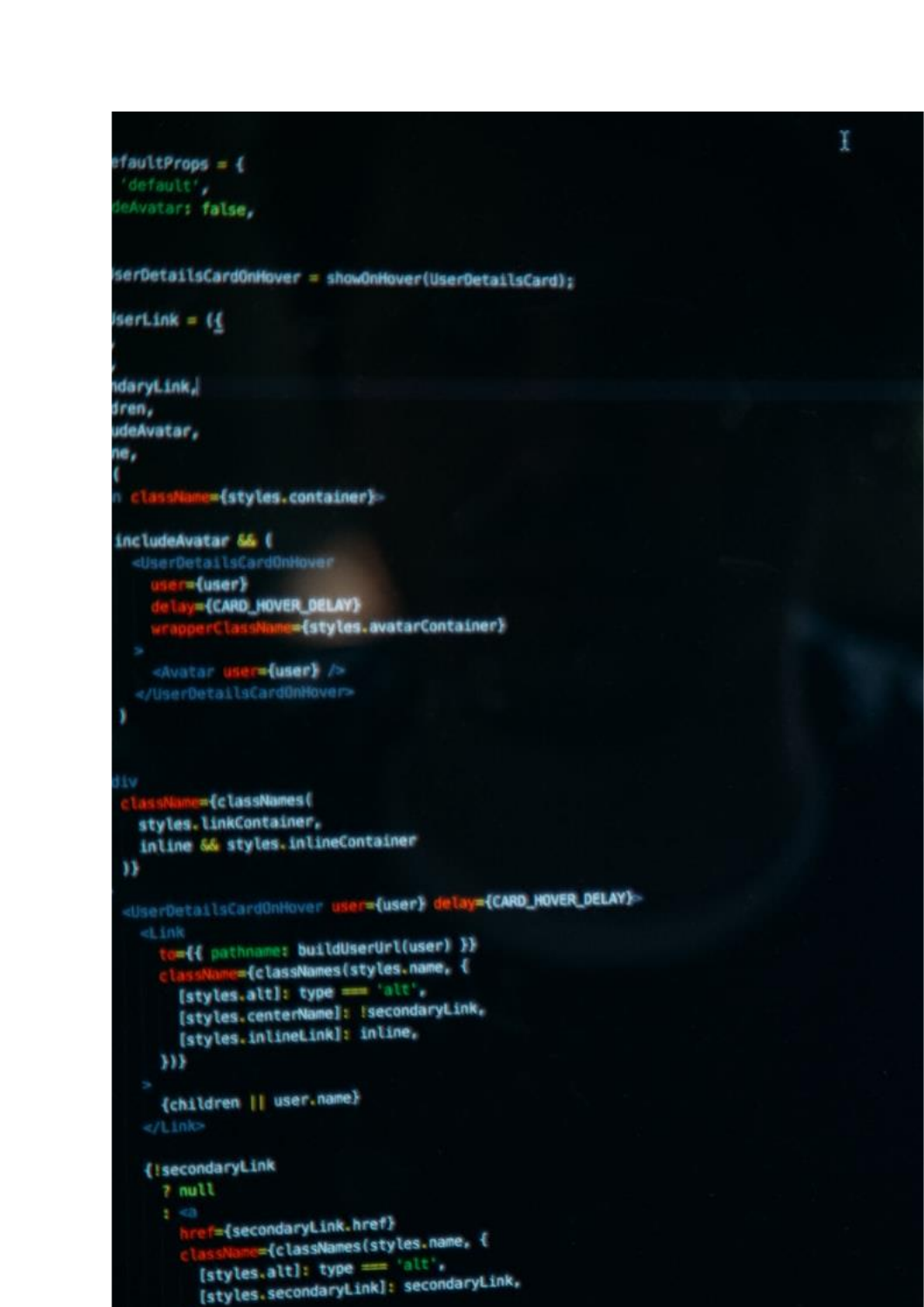```
efaultProps = {
 'default',
deAvatar: false,

serDetailsCardOnHover = showOnHover(UserDetailsCard);

serLink = ({
,
,
daryLink,
dren,
udeAvatar,
ne,
(
n className={styles.container}>

includeAvatar && (
  <UserDetailsCardOnHover
    user={user}
    delay={CARD_HOVER_DELAY}
    wrapperClassName={styles.avatarContainer}
  >
    <Avatar user={user} />
  </UserDetailsCardOnHover>
)

div
 className={classNames(
  styles.linkContainer,
  inline && styles.inlineContainer
 )}

 <UserDetailsCardOnHover user={user} delay={CARD_HOVER_DELAY}>
  <Link
    to={{ pathname: buildUserUrl(user) }}
    className={classNames(styles.name, {
      [styles.alt]: type === 'alt',
      [styles.centerName]: !secondaryLink,
      [styles.inlineLink]: inline,
    })}
  >
    {children || user.name}
  </Link>

  {!secondaryLink
    ? null
    : <a
      href={secondaryLink.href}
      className={classNames(styles.name, {
        [styles.alt]: type === 'alt',
        [styles.secondaryLink]: secondaryLink,
```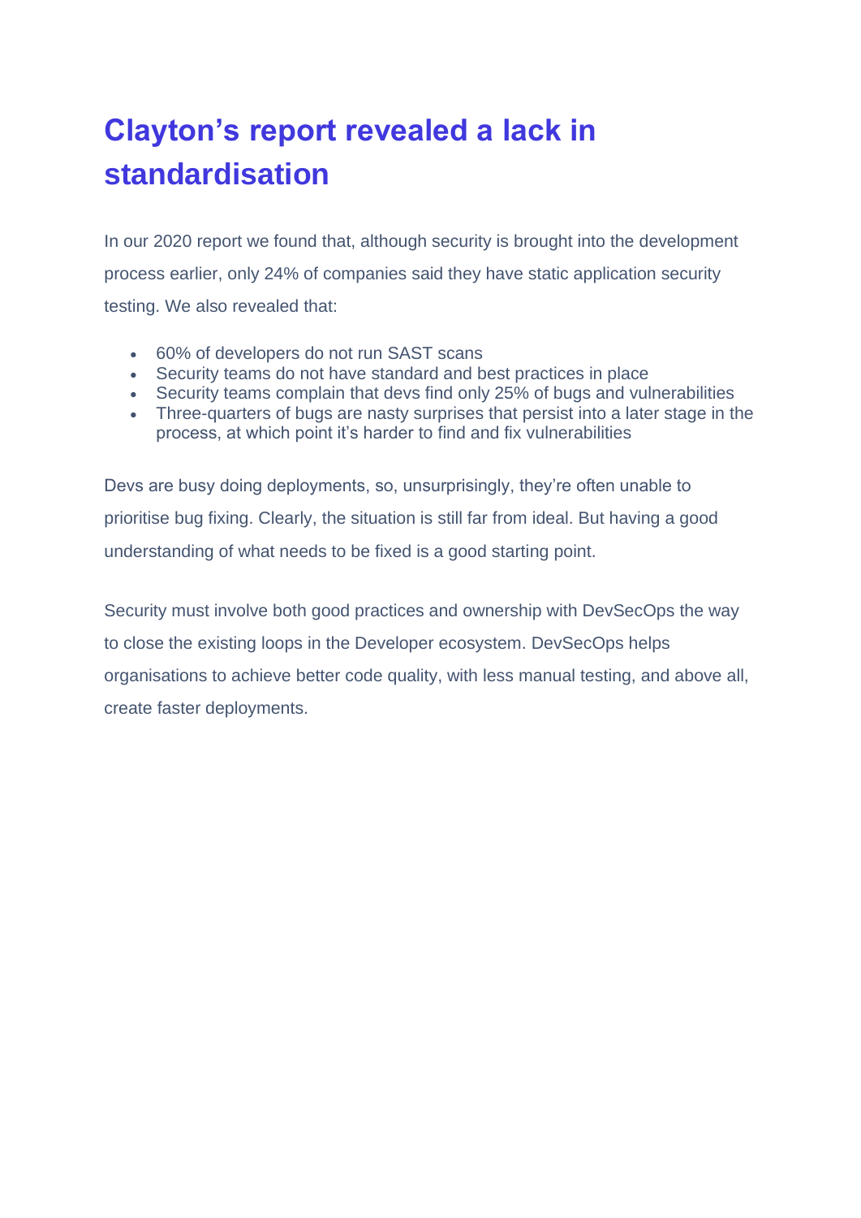## Clayton's report revealed a lack in standardisation

In our 2020 report we found that, although security is brought into the development process earlier, only 24% of companies said they have static application security testing. We also revealed that:

- 60% of developers do not run SAST scans
- Security teams do not have standard and best practices in place
- Security teams complain that devs find only 25% of bugs and vulnerabilities
- Three-quarters of bugs are nasty surprises that persist into a later stage in the process, at which point it's harder to find and fix vulnerabilities

Devs are busy doing deployments, so, unsurprisingly, they're often unable to prioritise bug fixing. Clearly, the situation is still far from ideal. But having a good understanding of what needs to be fixed is a good starting point.

Security must involve both good practices and ownership with DevSecOps the way to close the existing loops in the Developer ecosystem. DevSecOps helps organisations to achieve better code quality, with less manual testing, and above all, create faster deployments.